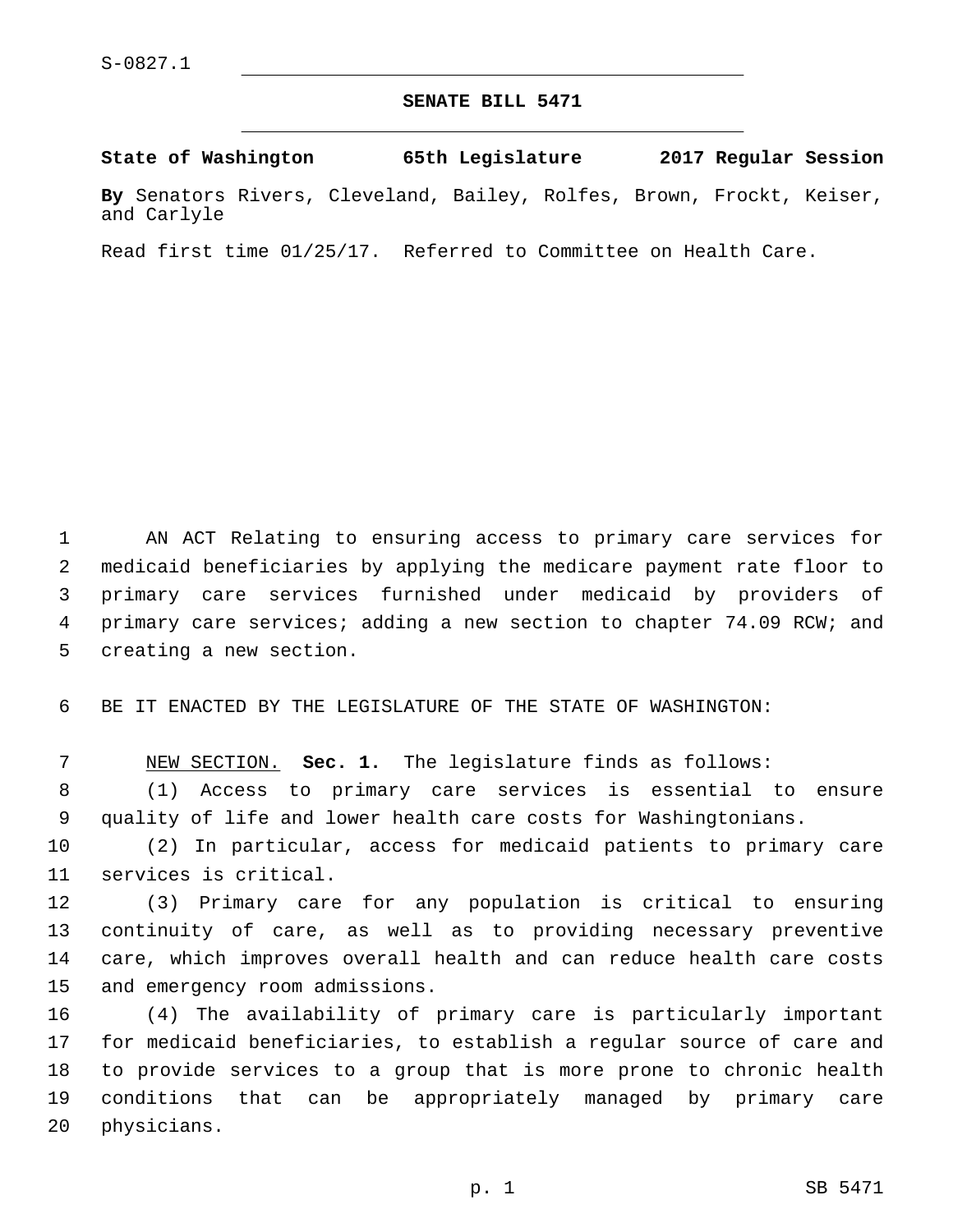S-0827.1

# SENATE BILL 5471

**State of Washington 65th Legislature 2017 Regular Session**

**By** Senators Rivers, Cleveland, Bailey, Rolfes, Brown, Frockt, Keiser, and Carlyle

Read first time 01/25/17. Referred to Committee on Health Care.

AN ACT Relating to ensuring access to primary care services for medicaid beneficiaries by applying the medicare payment rate floor to primary care services furnished under medicaid by providers of primary care services; adding a new section to chapter 74.09 RCW; and creating a new section.

BE IT ENACTED BY THE LEGISLATURE OF THE STATE OF WASHINGTON:

NEW SECTION. **Sec. 1.** The legislature finds as follows:

(1) Access to primary care services is essential to ensure quality of life and lower health care costs for Washingtonians.

(2) In particular, access for medicaid patients to primary care services is critical.

(3) Primary care for any population is critical to ensuring continuity of care, as well as to providing necessary preventive care, which improves overall health and can reduce health care costs and emergency room admissions.

(4) The availability of primary care is particularly important for medicaid beneficiaries, to establish a regular source of care and to provide services to a group that is more prone to chronic health conditions that can be appropriately managed by primary care physicians.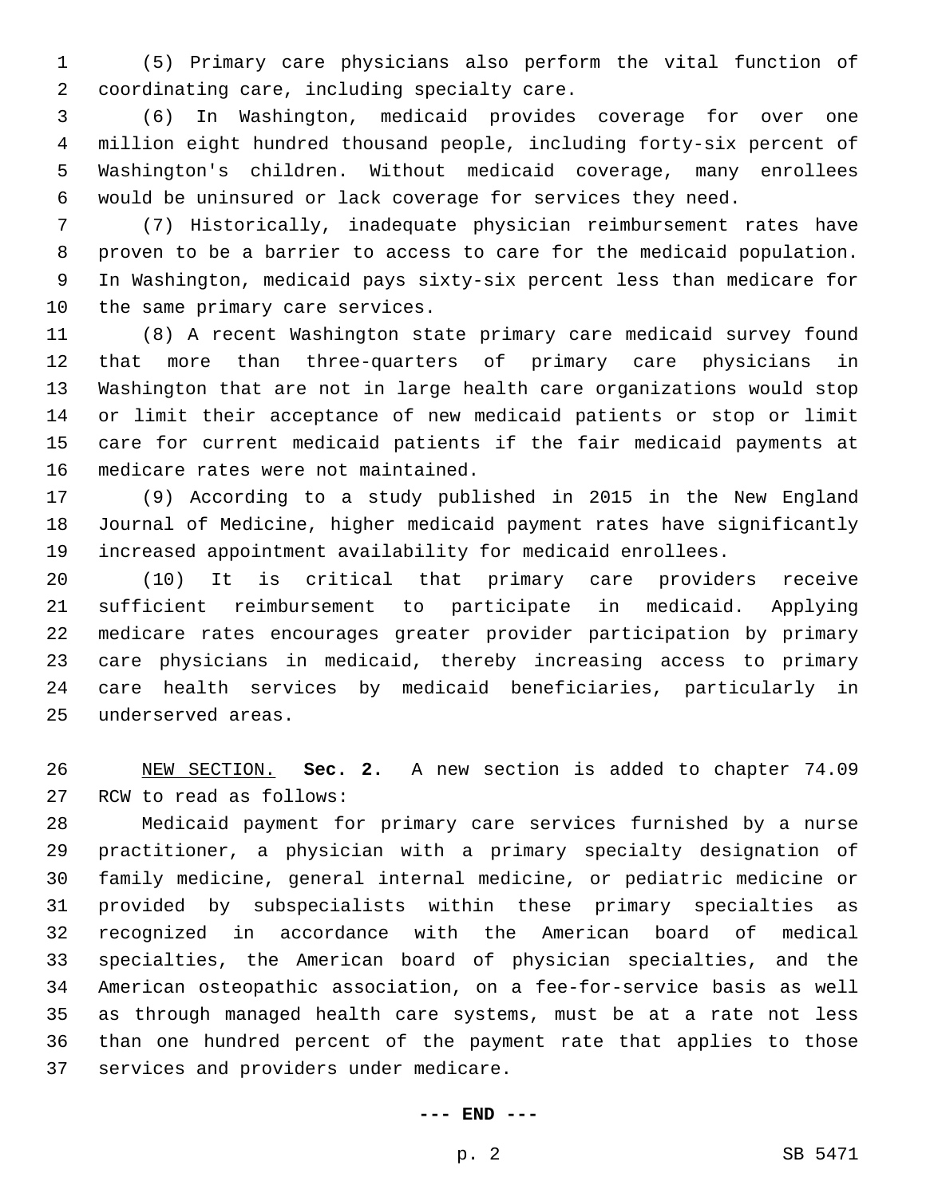(5) Primary care physicians also perform the vital function of coordinating care, including specialty care.

(6) In Washington, medicaid provides coverage for over one million eight hundred thousand people, including forty-six percent of Washington's children. Without medicaid coverage, many enrollees would be uninsured or lack coverage for services they need.

(7) Historically, inadequate physician reimbursement rates have proven to be a barrier to access to care for the medicaid population. In Washington, medicaid pays sixty-six percent less than medicare for the same primary care services.

(8) A recent Washington state primary care medicaid survey found that more than three-quarters of primary care physicians in Washington that are not in large health care organizations would stop or limit their acceptance of new medicaid patients or stop or limit care for current medicaid patients if the fair medicaid payments at medicare rates were not maintained.

(9) According to a study published in 2015 in the New England Journal of Medicine, higher medicaid payment rates have significantly increased appointment availability for medicaid enrollees.

(10) It is critical that primary care providers receive sufficient reimbursement to participate in medicaid. Applying medicare rates encourages greater provider participation by primary care physicians in medicaid, thereby increasing access to primary care health services by medicaid beneficiaries, particularly in underserved areas.

NEW SECTION. **Sec. 2.** A new section is added to chapter 74.09 RCW to read as follows:

Medicaid payment for primary care services furnished by a nurse practitioner, a physician with a primary specialty designation of family medicine, general internal medicine, or pediatric medicine or provided by subspecialists within these primary specialties as recognized in accordance with the American board of medical specialties, the American board of physician specialties, and the American osteopathic association, on a fee-for-service basis as well as through managed health care systems, must be at a rate not less than one hundred percent of the payment rate that applies to those services and providers under medicare.

**--- END ---**